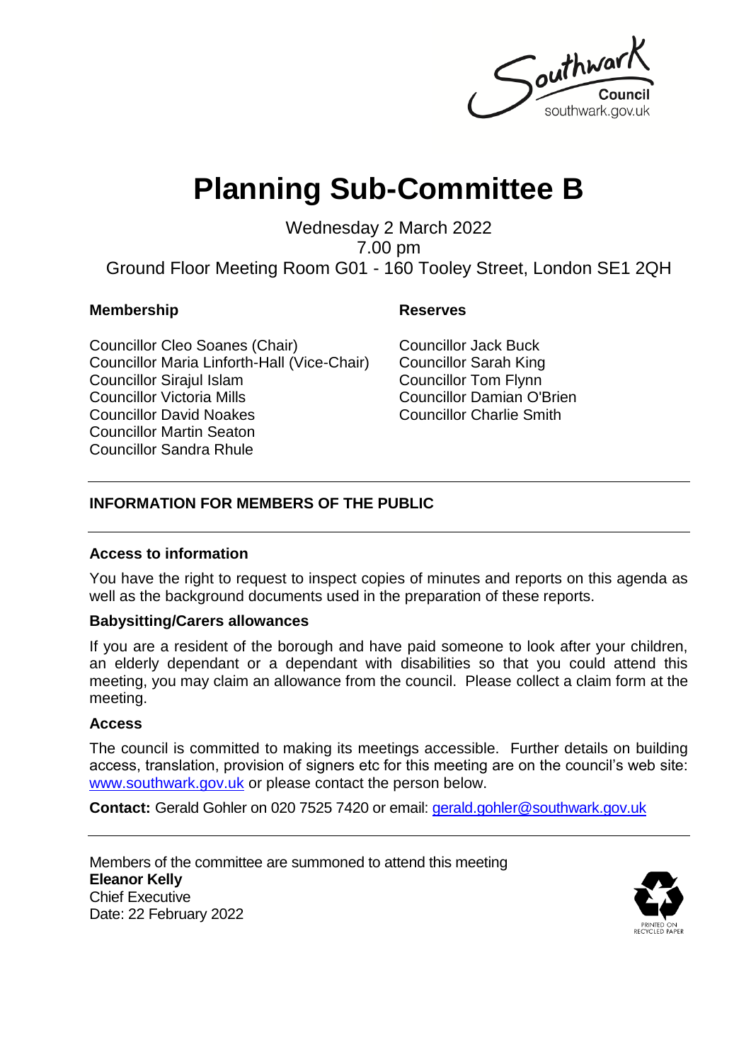# Planning Sub-Committee B

Wednesday 2 March 2022
7.00 pm
Ground Floor Meeting Room G01 - 160 Tooley Street, London SE1 2QH

**Membership**

Councillor Cleo Soanes (Chair)
Councillor Maria Linforth-Hall (Vice-Chair)
Councillor Sirajul Islam
Councillor Victoria Mills
Councillor David Noakes
Councillor Martin Seaton
Councillor Sandra Rhule

**Reserves**

Councillor Jack Buck
Councillor Sarah King
Councillor Tom Flynn
Councillor Damian O'Brien
Councillor Charlie Smith

## INFORMATION FOR MEMBERS OF THE PUBLIC

**Access to information**

You have the right to request to inspect copies of minutes and reports on this agenda as well as the background documents used in the preparation of these reports.

**Babysitting/Carers allowances**

If you are a resident of the borough and have paid someone to look after your children, an elderly dependant or a dependant with disabilities so that you could attend this meeting, you may claim an allowance from the council. Please collect a claim form at the meeting.

**Access**

The council is committed to making its meetings accessible. Further details on building access, translation, provision of signers etc for this meeting are on the council's web site: www.southwark.gov.uk or please contact the person below.

**Contact:** Gerald Gohler on 020 7525 7420 or email: gerald.gohler@southwark.gov.uk

Members of the committee are summoned to attend this meeting
**Eleanor Kelly**
Chief Executive
Date: 22 February 2022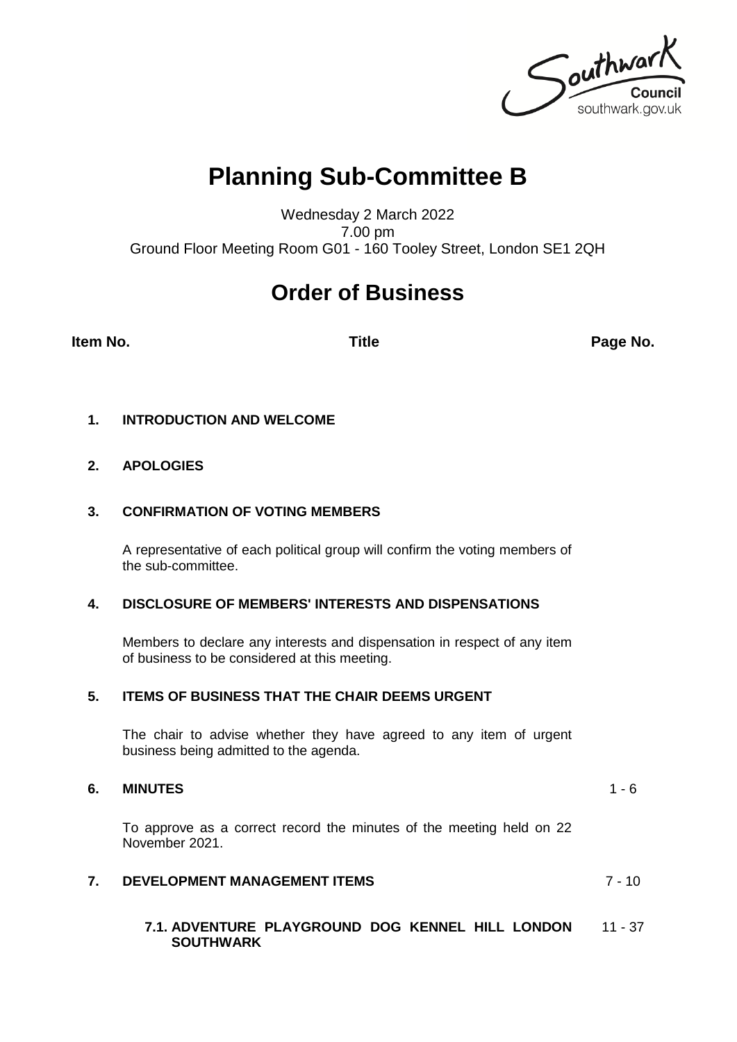# Planning Sub-Committee B

Wednesday 2 March 2022
7.00 pm
Ground Floor Meeting Room G01 - 160 Tooley Street, London SE1 2QH

## Order of Business

| Item No. | Title | Page No. |
| --- | --- | --- |
| **1.** | **INTRODUCTION AND WELCOME** | |
| **2.** | **APOLOGIES** | |
| **3.** | **CONFIRMATION OF VOTING MEMBERS**<br><br>A representative of each political group will confirm the voting members of the sub-committee. | |
| **4.** | **DISCLOSURE OF MEMBERS' INTERESTS AND DISPENSATIONS**<br><br>Members to declare any interests and dispensation in respect of any item of business to be considered at this meeting. | |
| **5.** | **ITEMS OF BUSINESS THAT THE CHAIR DEEMS URGENT**<br><br>The chair to advise whether they have agreed to any item of urgent business being admitted to the agenda. | |
| **6.** | **MINUTES**<br><br>To approve as a correct record the minutes of the meeting held on 22 November 2021. | 1 - 6 |
| **7.** | **DEVELOPMENT MANAGEMENT ITEMS** | 7 - 10 |
| | **7.1. ADVENTURE PLAYGROUND DOG KENNEL HILL LONDON SOUTHWARK** | 11 - 37 |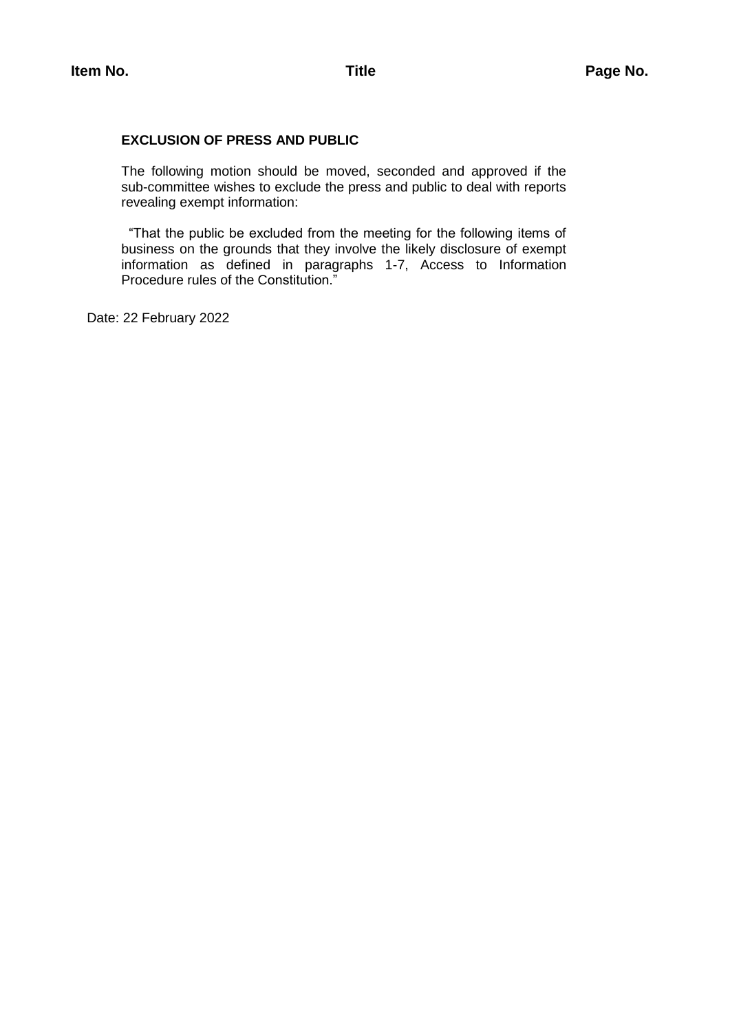| Item No. | Title | Page No. |
| --- | --- | --- |

**EXCLUSION OF PRESS AND PUBLIC**

The following motion should be moved, seconded and approved if the sub-committee wishes to exclude the press and public to deal with reports revealing exempt information:

"That the public be excluded from the meeting for the following items of business on the grounds that they involve the likely disclosure of exempt information as defined in paragraphs 1-7, Access to Information Procedure rules of the Constitution."

Date: 22 February 2022